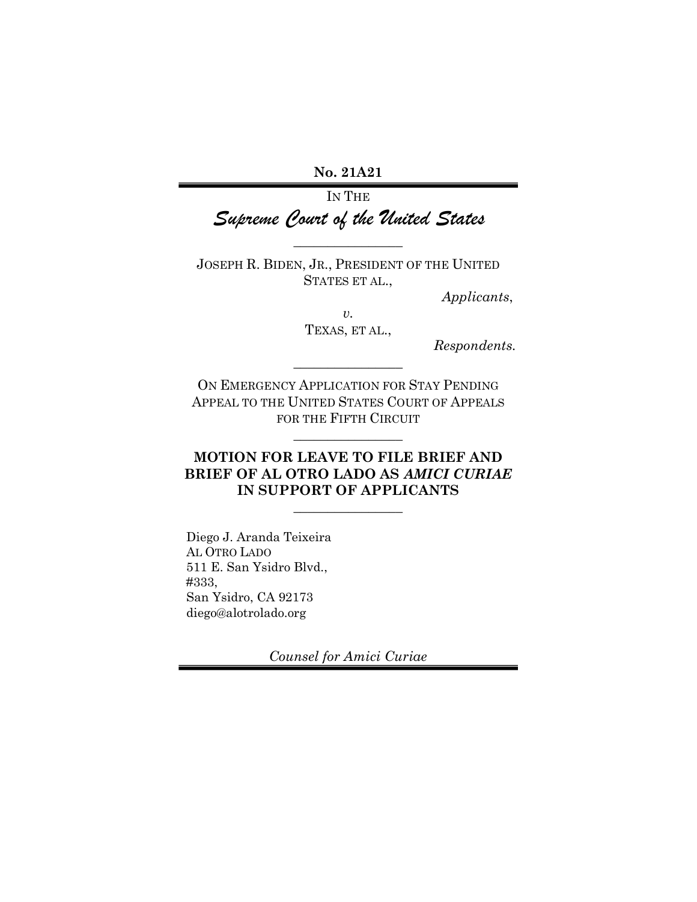**No. 21A21**

IN THE

# *Supreme Court of the United States*

---

JOSEPH R. BIDEN, JR., PRESIDENT OF THE UNITED STATES ET AL.,

*Applicants*,

*v.*

TEXAS, ET AL.,

*Respondents.*

---

ON EMERGENCY APPLICATION FOR STAY PENDING APPEAL TO THE UNITED STATES COURT OF APPEALS FOR THE FIFTH CIRCUIT

---

**MOTION FOR LEAVE TO FILE BRIEF AND BRIEF OF AL OTRO LADO AS *AMICI CURIAE* IN SUPPORT OF APPLICANTS**

---

Diego J. Aranda Teixeira
AL OTRO LADO
511 E. San Ysidro Blvd.,
#333,
San Ysidro, CA 92173
diego@alotrolado.org

*Counsel for Amici Curiae*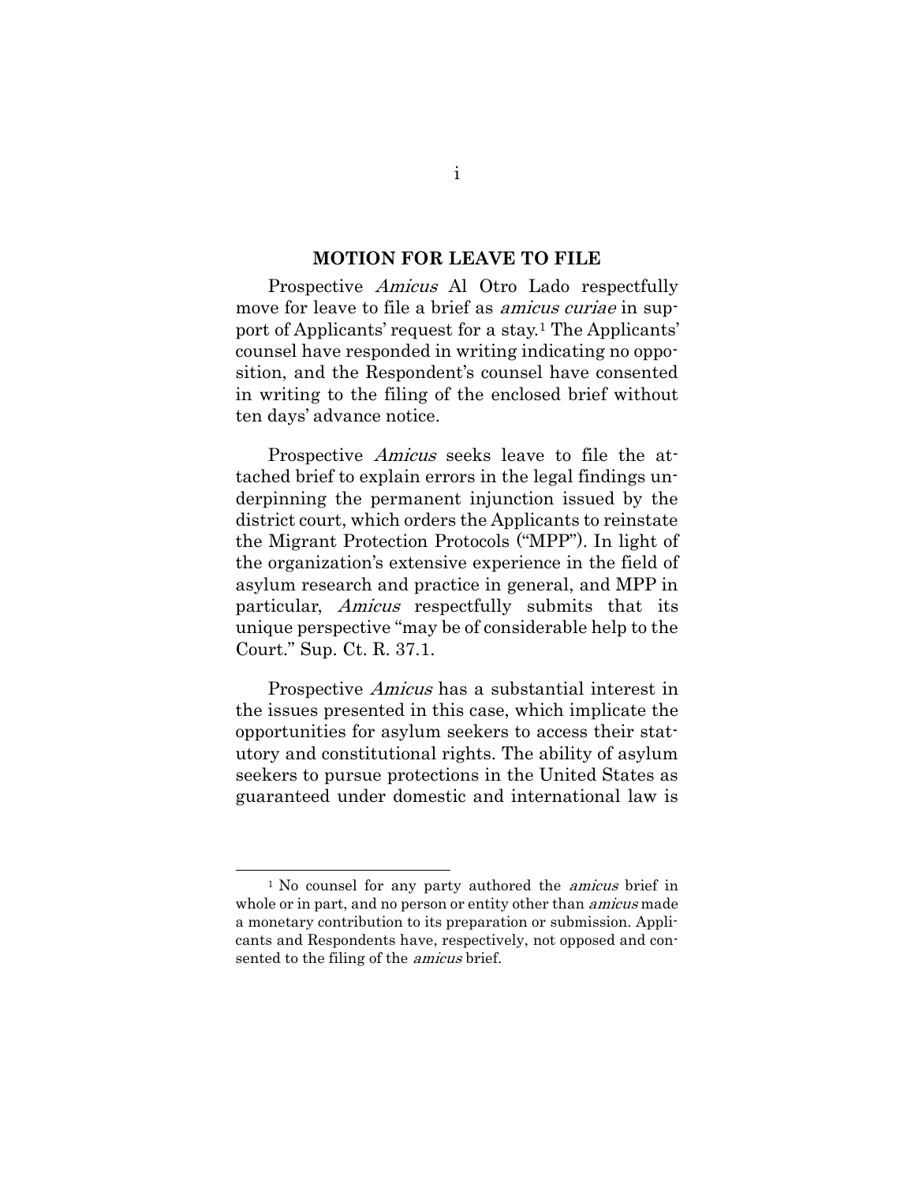## MOTION FOR LEAVE TO FILE

Prospective *Amicus* Al Otro Lado respectfully move for leave to file a brief as *amicus curiae* in support of Applicants' request for a stay.[1] The Applicants' counsel have responded in writing indicating no opposition, and the Respondent's counsel have consented in writing to the filing of the enclosed brief without ten days' advance notice.

Prospective *Amicus* seeks leave to file the attached brief to explain errors in the legal findings underpinning the permanent injunction issued by the district court, which orders the Applicants to reinstate the Migrant Protection Protocols ("MPP"). In light of the organization's extensive experience in the field of asylum research and practice in general, and MPP in particular, *Amicus* respectfully submits that its unique perspective "may be of considerable help to the Court." Sup. Ct. R. 37.1.

Prospective *Amicus* has a substantial interest in the issues presented in this case, which implicate the opportunities for asylum seekers to access their statutory and constitutional rights. The ability of asylum seekers to pursue protections in the United States as guaranteed under domestic and international law is

[1] No counsel for any party authored the *amicus* brief in whole or in part, and no person or entity other than *amicus* made a monetary contribution to its preparation or submission. Applicants and Respondents have, respectively, not opposed and consented to the filing of the *amicus* brief.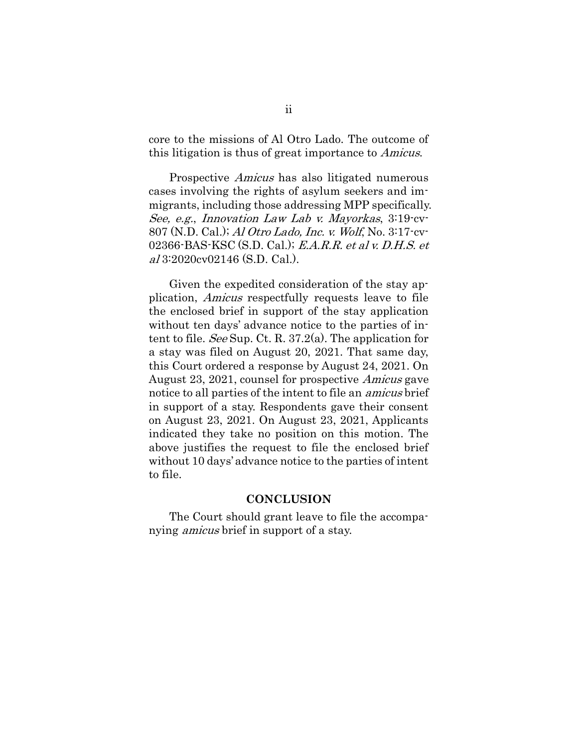core to the missions of Al Otro Lado. The outcome of this litigation is thus of great importance to *Amicus*.

Prospective *Amicus* has also litigated numerous cases involving the rights of asylum seekers and immigrants, including those addressing MPP specifically. *See, e.g.*, *Innovation Law Lab v. Mayorkas*, 3:19-cv-807 (N.D. Cal.); *Al Otro Lado, Inc. v. Wolf*, No. 3:17-cv-02366-BAS-KSC (S.D. Cal.); *E.A.R.R. et al v. D.H.S. et al* 3:2020cv02146 (S.D. Cal.).

Given the expedited consideration of the stay application, *Amicus* respectfully requests leave to file the enclosed brief in support of the stay application without ten days' advance notice to the parties of intent to file. *See* Sup. Ct. R. 37.2(a). The application for a stay was filed on August 20, 2021. That same day, this Court ordered a response by August 24, 2021. On August 23, 2021, counsel for prospective *Amicus* gave notice to all parties of the intent to file an *amicus* brief in support of a stay. Respondents gave their consent on August 23, 2021. On August 23, 2021, Applicants indicated they take no position on this motion. The above justifies the request to file the enclosed brief without 10 days' advance notice to the parties of intent to file.

## CONCLUSION

The Court should grant leave to file the accompanying *amicus* brief in support of a stay.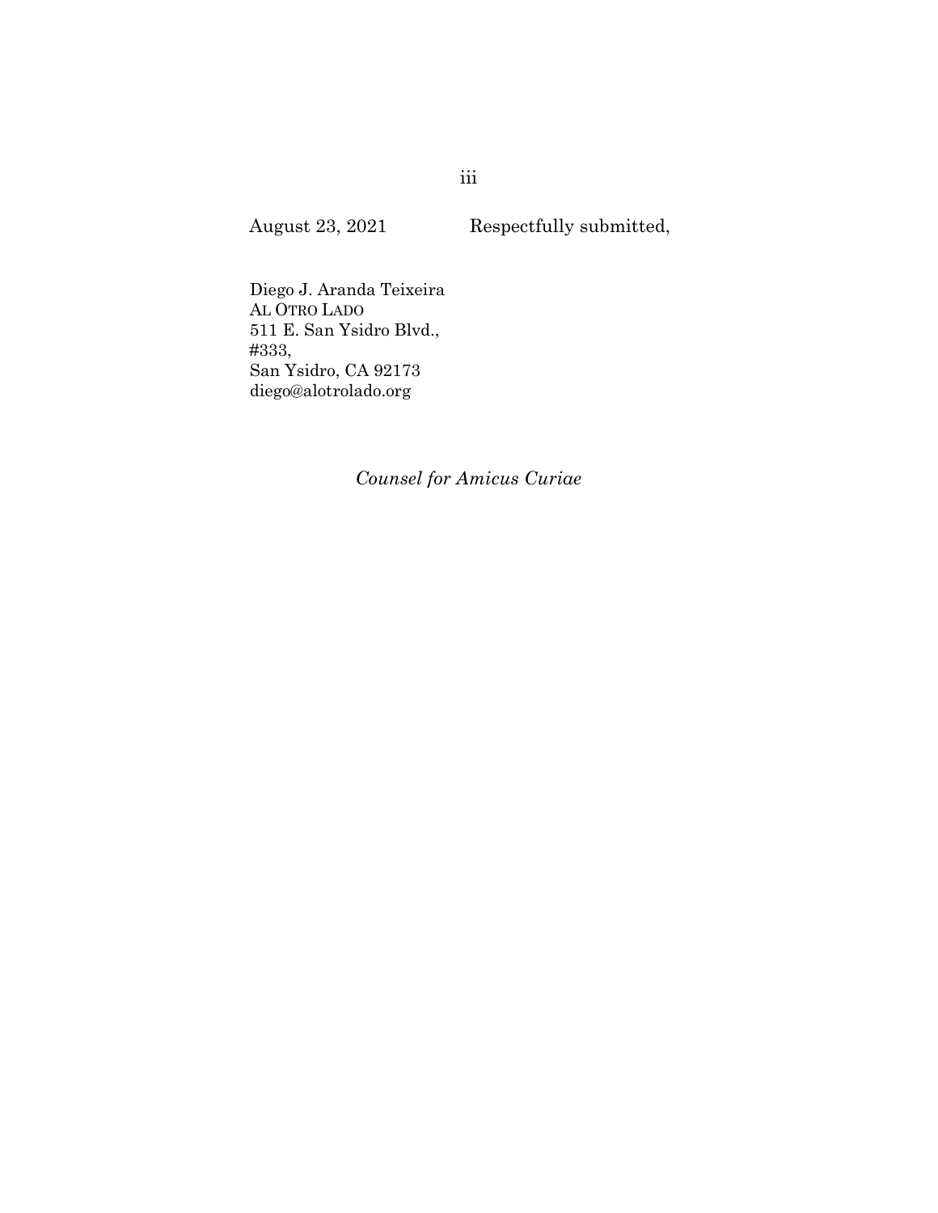August 23, 2021 Respectfully submitted,

Diego J. Aranda Teixeira
AL OTRO LADO
511 E. San Ysidro Blvd.,
#333,
San Ysidro, CA 92173
diego@alotrolado.org

*Counsel for Amicus Curiae*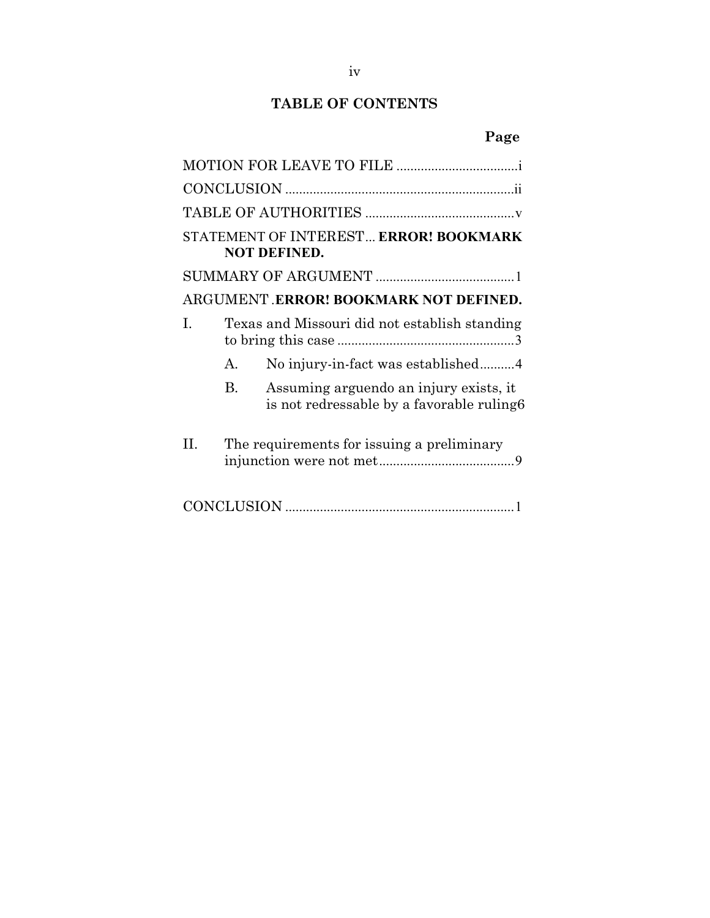## TABLE OF CONTENTS

**Page**

MOTION FOR LEAVE TO FILE ....................................i

CONCLUSION ..................................................................ii

TABLE OF AUTHORITIES ............................................v

STATEMENT OF INTEREST... **ERROR! BOOKMARK NOT DEFINED.**

SUMMARY OF ARGUMENT .........................................1

ARGUMENT .**ERROR! BOOKMARK NOT DEFINED.**

I. Texas and Missouri did not establish standing to bring this case ....................................................3

   A. No injury-in-fact was established..........4

   B. Assuming arguendo an injury exists, it is not redressable by a favorable ruling6

II. The requirements for issuing a preliminary injunction were not met.......................................9

CONCLUSION ..................................................................1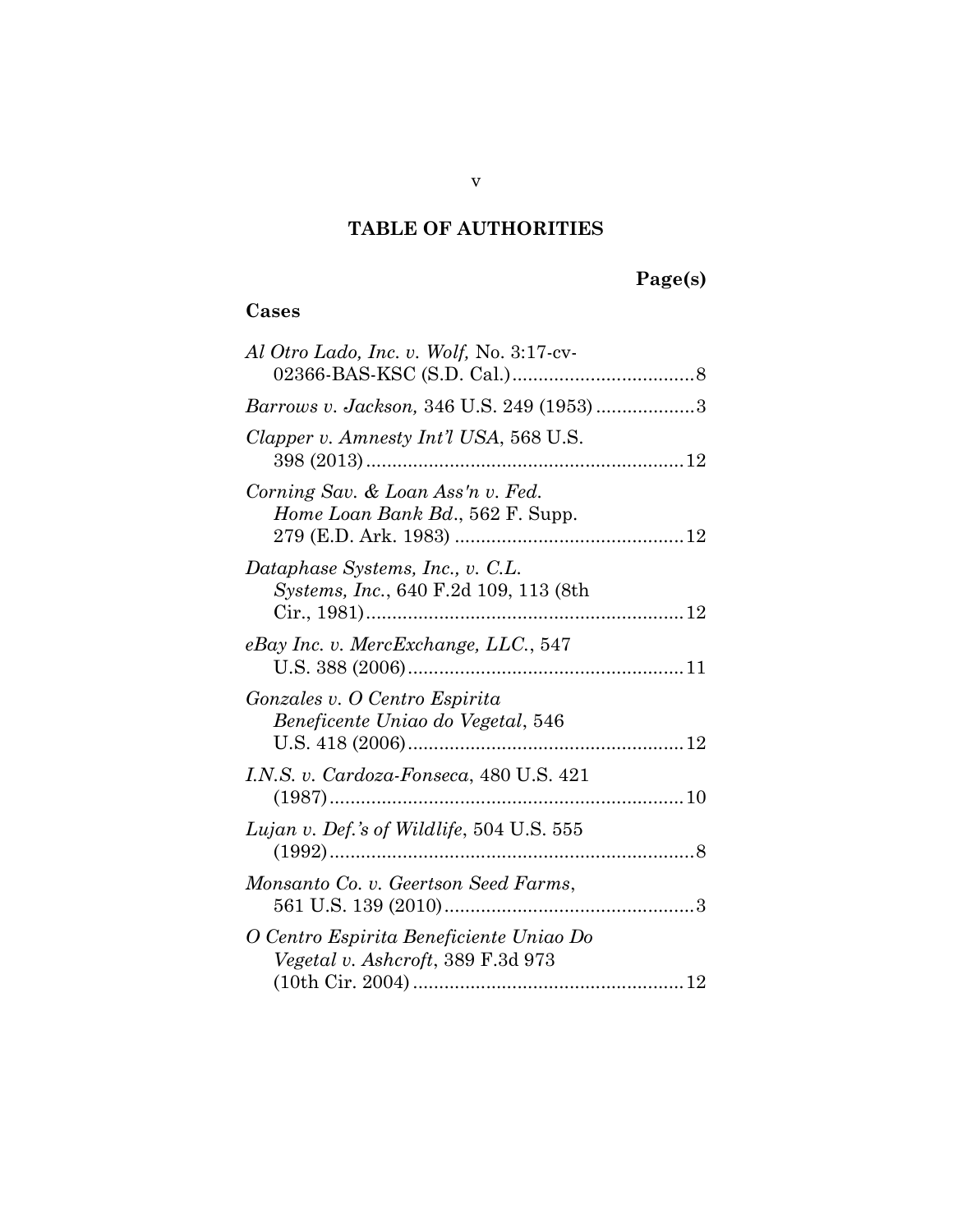## TABLE OF AUTHORITIES

**Page(s)**

### Cases

*Al Otro Lado, Inc. v. Wolf,* No. 3:17-cv-02366-BAS-KSC (S.D. Cal.)....................................8

*Barrows v. Jackson,* 346 U.S. 249 (1953)...................3

*Clapper v. Amnesty Int'l USA*, 568 U.S. 398 (2013).............................................................12

*Corning Sav. & Loan Ass'n v. Fed. Home Loan Bank Bd*., 562 F. Supp. 279 (E.D. Ark. 1983) ............................................12

*Dataphase Systems, Inc., v. C.L. Systems, Inc.*, 640 F.2d 109, 113 (8th Cir., 1981).............................................................12

*eBay Inc. v. MercExchange, LLC.*, 547 U.S. 388 (2006).....................................................11

*Gonzales v. O Centro Espirita Beneficente Uniao do Vegetal*, 546 U.S. 418 (2006).....................................................12

*I.N.S. v. Cardoza-Fonseca*, 480 U.S. 421 (1987)....................................................................10

*Lujan v. Def.'s of Wildlife*, 504 U.S. 555 (1992)......................................................................8

*Monsanto Co. v. Geertson Seed Farms*, 561 U.S. 139 (2010)................................................3

*O Centro Espirita Beneficiente Uniao Do Vegetal v. Ashcroft*, 389 F.3d 973 (10th Cir. 2004)....................................................12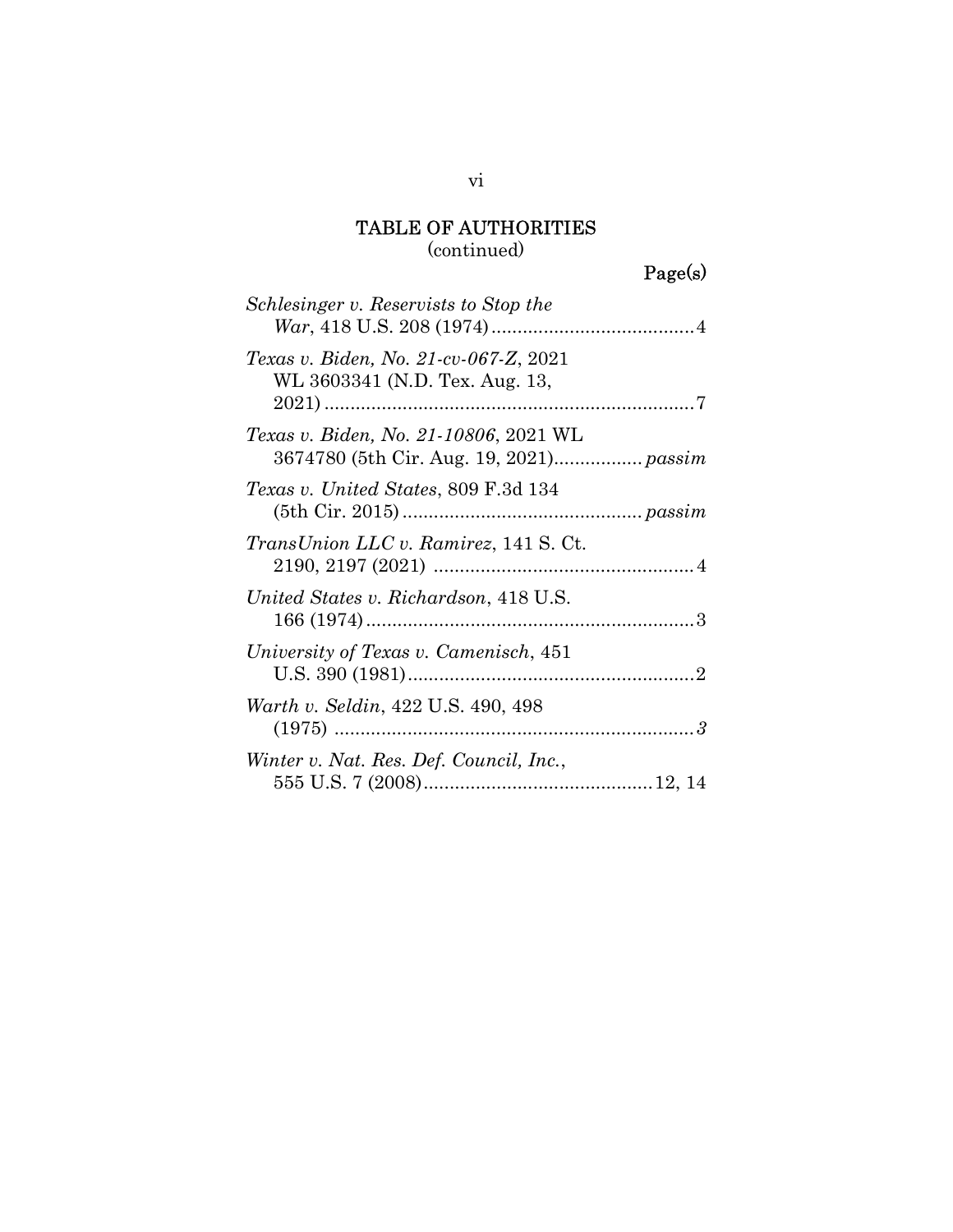# TABLE OF AUTHORITIES
(continued)

Page(s)

*Schlesinger v. Reservists to Stop the War*, 418 U.S. 208 (1974) .......................................4

*Texas v. Biden, No. 21-cv-067-Z*, 2021 WL 3603341 (N.D. Tex. Aug. 13, 2021) .......................................................................7

*Texas v. Biden, No. 21-10806*, 2021 WL 3674780 (5th Cir. Aug. 19, 2021)................. *passim*

*Texas v. United States*, 809 F.3d 134 (5th Cir. 2015) ............................................. *passim*

*TransUnion LLC v. Ramirez*, 141 S. Ct. 2190, 2197 (2021) .................................................4

*United States v. Richardson*, 418 U.S. 166 (1974) ...............................................................3

*University of Texas v. Camenisch*, 451 U.S. 390 (1981).......................................................2

*Warth v. Seldin*, 422 U.S. 490, 498 (1975) ..................................................................... *3*

*Winter v. Nat. Res. Def. Council, Inc.*, 555 U.S. 7 (2008)............................................12, 14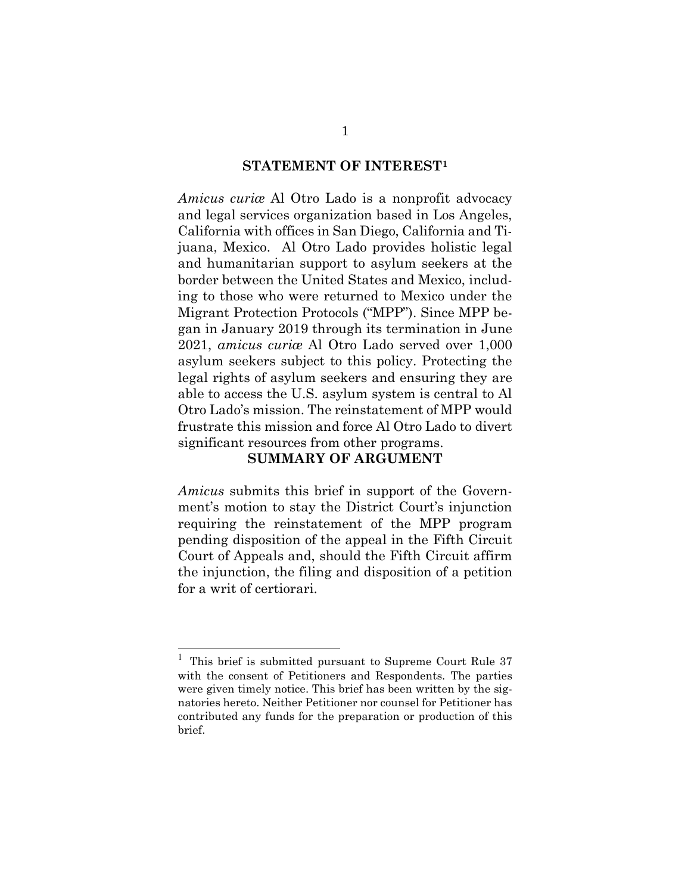## STATEMENT OF INTEREST[1]

*Amicus curiæ* Al Otro Lado is a nonprofit advocacy and legal services organization based in Los Angeles, California with offices in San Diego, California and Tijuana, Mexico. Al Otro Lado provides holistic legal and humanitarian support to asylum seekers at the border between the United States and Mexico, including to those who were returned to Mexico under the Migrant Protection Protocols ("MPP"). Since MPP began in January 2019 through its termination in June 2021, *amicus curiæ* Al Otro Lado served over 1,000 asylum seekers subject to this policy. Protecting the legal rights of asylum seekers and ensuring they are able to access the U.S. asylum system is central to Al Otro Lado's mission. The reinstatement of MPP would frustrate this mission and force Al Otro Lado to divert significant resources from other programs.

## SUMMARY OF ARGUMENT

*Amicus* submits this brief in support of the Government's motion to stay the District Court's injunction requiring the reinstatement of the MPP program pending disposition of the appeal in the Fifth Circuit Court of Appeals and, should the Fifth Circuit affirm the injunction, the filing and disposition of a petition for a writ of certiorari.

---

[1] This brief is submitted pursuant to Supreme Court Rule 37 with the consent of Petitioners and Respondents. The parties were given timely notice. This brief has been written by the signatories hereto. Neither Petitioner nor counsel for Petitioner has contributed any funds for the preparation or production of this brief.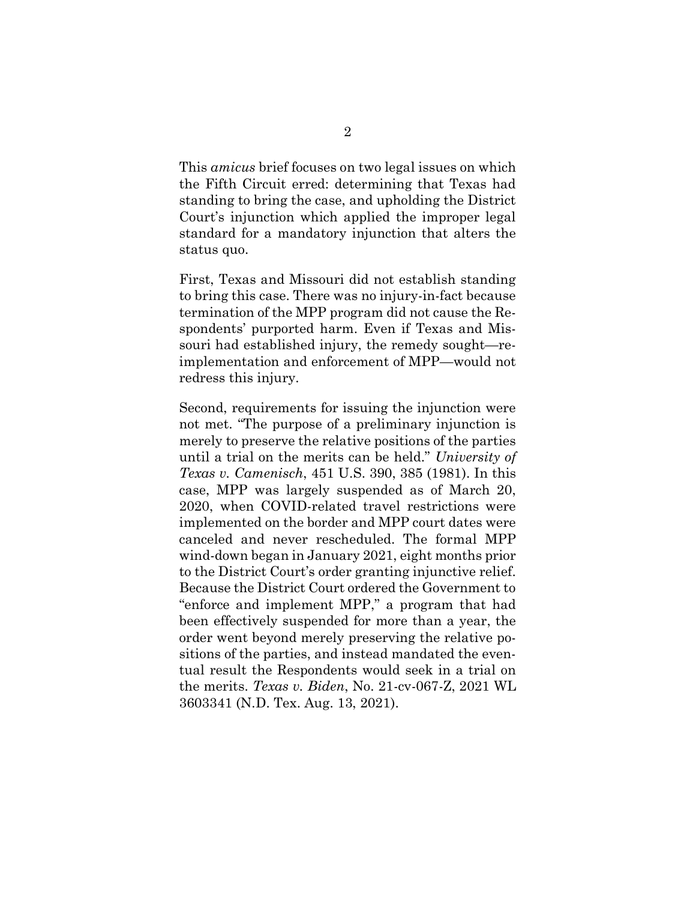This *amicus* brief focuses on two legal issues on which the Fifth Circuit erred: determining that Texas had standing to bring the case, and upholding the District Court's injunction which applied the improper legal standard for a mandatory injunction that alters the status quo.

First, Texas and Missouri did not establish standing to bring this case. There was no injury-in-fact because termination of the MPP program did not cause the Respondents' purported harm. Even if Texas and Missouri had established injury, the remedy sought—re-implementation and enforcement of MPP—would not redress this injury.

Second, requirements for issuing the injunction were not met. "The purpose of a preliminary injunction is merely to preserve the relative positions of the parties until a trial on the merits can be held." *University of Texas v. Camenisch*, 451 U.S. 390, 385 (1981). In this case, MPP was largely suspended as of March 20, 2020, when COVID-related travel restrictions were implemented on the border and MPP court dates were canceled and never rescheduled. The formal MPP wind-down began in January 2021, eight months prior to the District Court's order granting injunctive relief. Because the District Court ordered the Government to "enforce and implement MPP," a program that had been effectively suspended for more than a year, the order went beyond merely preserving the relative positions of the parties, and instead mandated the eventual result the Respondents would seek in a trial on the merits. *Texas v. Biden*, No. 21-cv-067-Z, 2021 WL 3603341 (N.D. Tex. Aug. 13, 2021).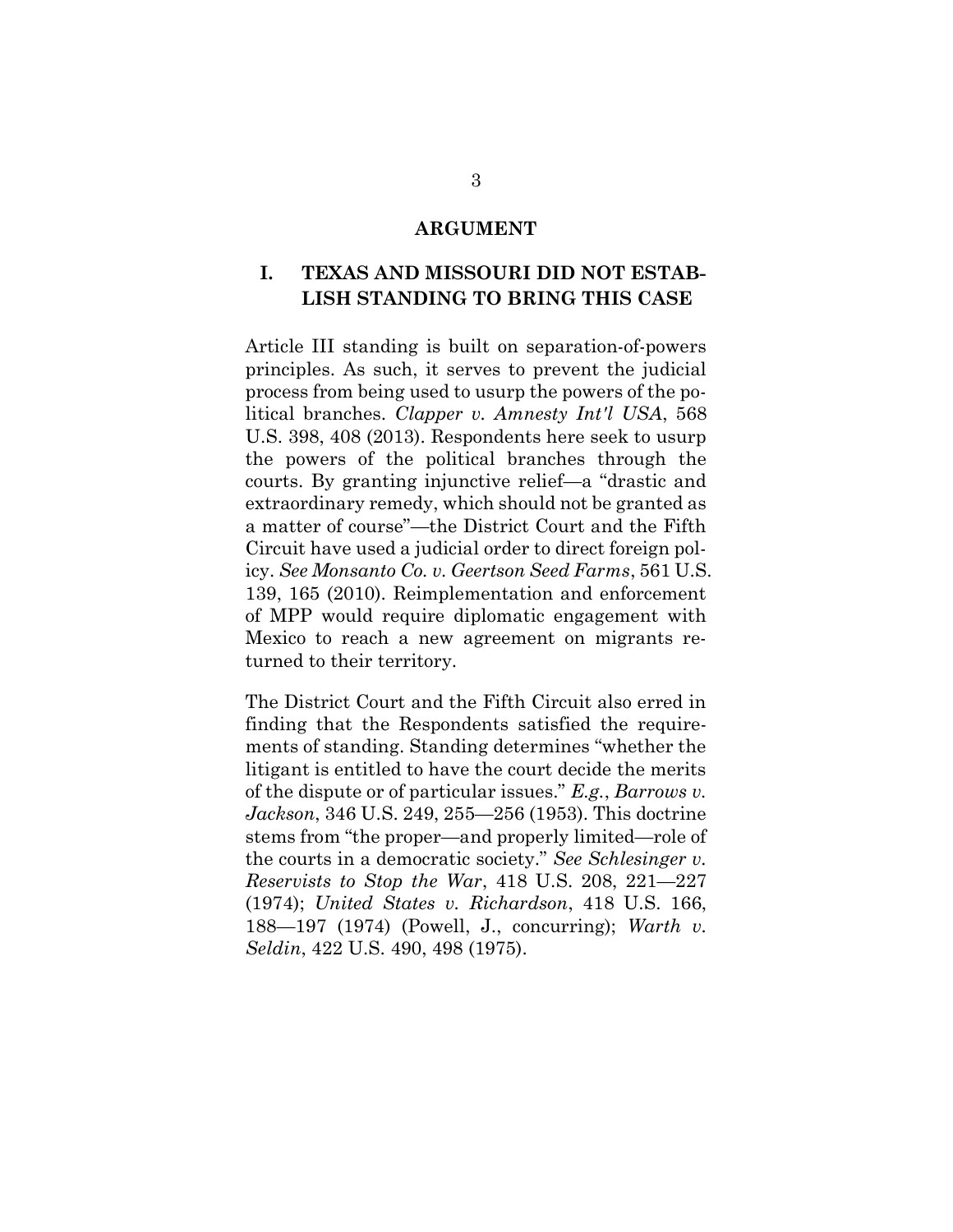## ARGUMENT

### I. TEXAS AND MISSOURI DID NOT ESTABLISH STANDING TO BRING THIS CASE

Article III standing is built on separation-of-powers principles. As such, it serves to prevent the judicial process from being used to usurp the powers of the political branches. *Clapper v. Amnesty Int'l USA*, 568 U.S. 398, 408 (2013). Respondents here seek to usurp the powers of the political branches through the courts. By granting injunctive relief—a "drastic and extraordinary remedy, which should not be granted as a matter of course"—the District Court and the Fifth Circuit have used a judicial order to direct foreign policy. *See Monsanto Co. v. Geertson Seed Farms*, 561 U.S. 139, 165 (2010). Reimplementation and enforcement of MPP would require diplomatic engagement with Mexico to reach a new agreement on migrants returned to their territory.

The District Court and the Fifth Circuit also erred in finding that the Respondents satisfied the requirements of standing. Standing determines "whether the litigant is entitled to have the court decide the merits of the dispute or of particular issues." *E.g.*, *Barrows v. Jackson*, 346 U.S. 249, 255—256 (1953). This doctrine stems from "the proper—and properly limited—role of the courts in a democratic society." *See Schlesinger v. Reservists to Stop the War*, 418 U.S. 208, 221—227 (1974); *United States v. Richardson*, 418 U.S. 166, 188—197 (1974) (Powell, J., concurring); *Warth v. Seldin*, 422 U.S. 490, 498 (1975).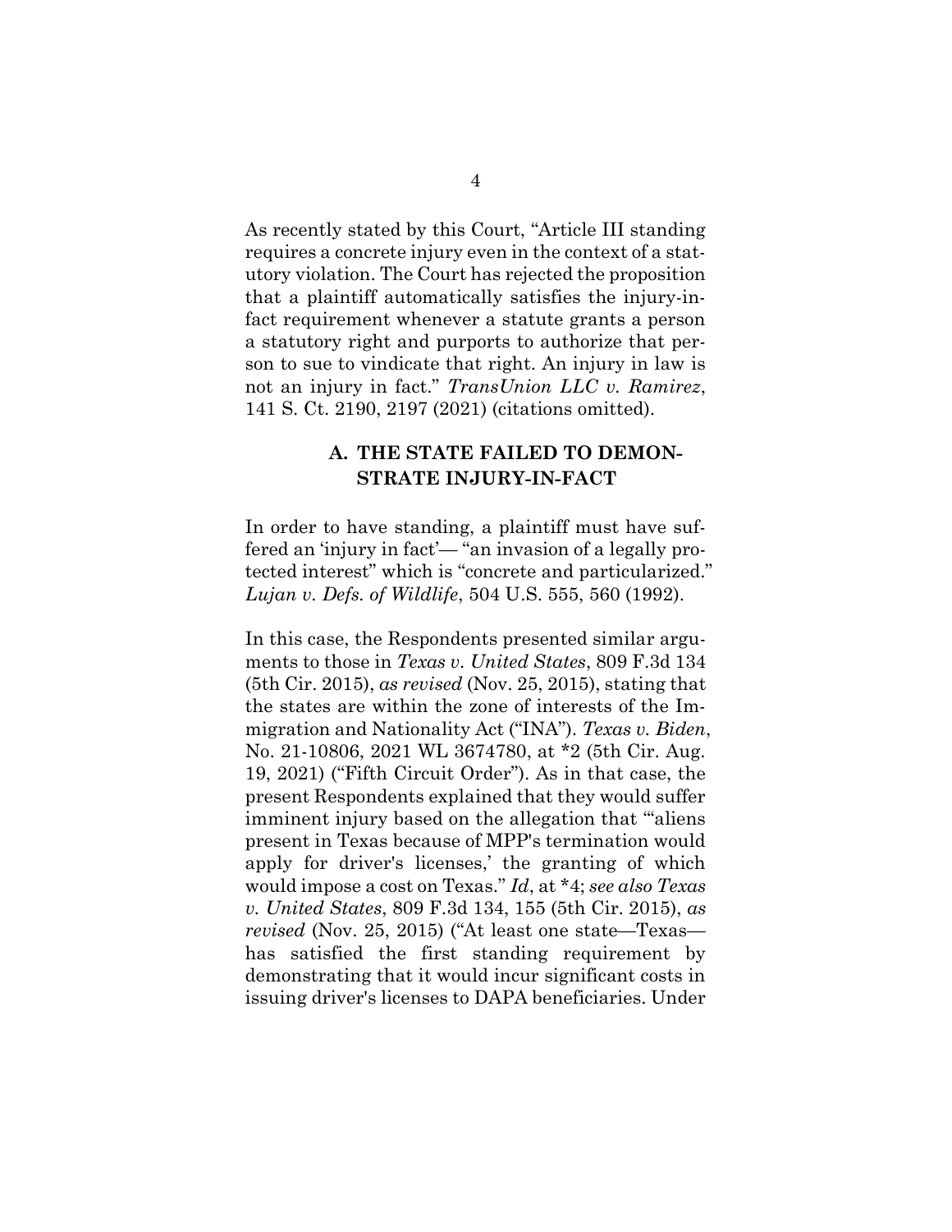As recently stated by this Court, "Article III standing requires a concrete injury even in the context of a statutory violation. The Court has rejected the proposition that a plaintiff automatically satisfies the injury-in-fact requirement whenever a statute grants a person a statutory right and purports to authorize that person to sue to vindicate that right. An injury in law is not an injury in fact." *TransUnion LLC v. Ramirez*, 141 S. Ct. 2190, 2197 (2021) (citations omitted).

### A. THE STATE FAILED TO DEMONSTRATE INJURY-IN-FACT

In order to have standing, a plaintiff must have suffered an 'injury in fact'— "an invasion of a legally protected interest" which is "concrete and particularized." *Lujan v. Defs. of Wildlife*, 504 U.S. 555, 560 (1992).

In this case, the Respondents presented similar arguments to those in *Texas v. United States*, 809 F.3d 134 (5th Cir. 2015), *as revised* (Nov. 25, 2015), stating that the states are within the zone of interests of the Immigration and Nationality Act ("INA"). *Texas v. Biden*, No. 21-10806, 2021 WL 3674780, at *2 (5th Cir. Aug. 19, 2021) ("Fifth Circuit Order"). As in that case, the present Respondents explained that they would suffer imminent injury based on the allegation that "'aliens present in Texas because of MPP's termination would apply for driver's licenses,' the granting of which would impose a cost on Texas." *Id*, at *4; *see also Texas v. United States*, 809 F.3d 134, 155 (5th Cir. 2015), *as revised* (Nov. 25, 2015) ("At least one state—Texas—has satisfied the first standing requirement by demonstrating that it would incur significant costs in issuing driver's licenses to DAPA beneficiaries. Under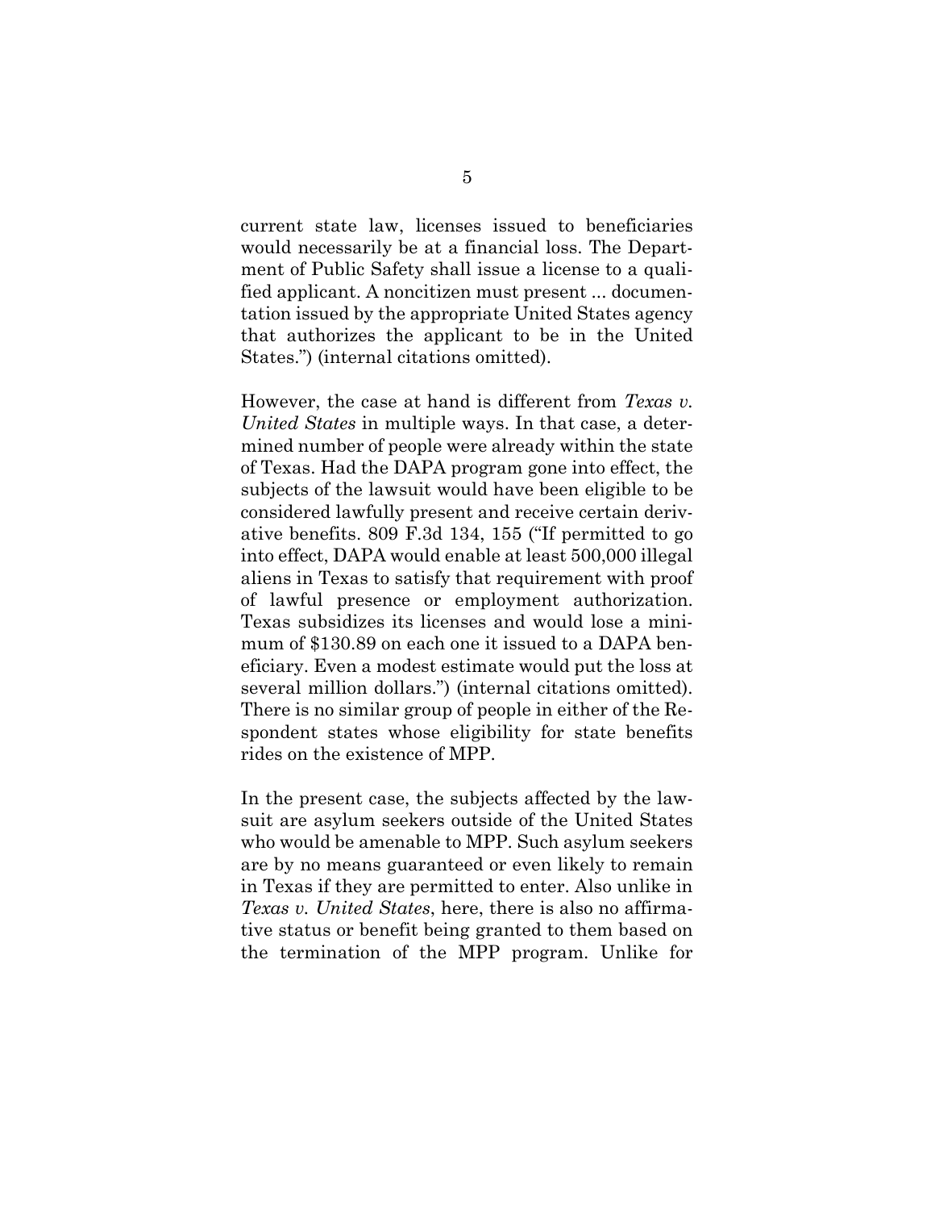current state law, licenses issued to beneficiaries would necessarily be at a financial loss. The Department of Public Safety shall issue a license to a qualified applicant. A noncitizen must present ... documentation issued by the appropriate United States agency that authorizes the applicant to be in the United States.") (internal citations omitted).

However, the case at hand is different from *Texas v. United States* in multiple ways. In that case, a determined number of people were already within the state of Texas. Had the DAPA program gone into effect, the subjects of the lawsuit would have been eligible to be considered lawfully present and receive certain derivative benefits. 809 F.3d 134, 155 ("If permitted to go into effect, DAPA would enable at least 500,000 illegal aliens in Texas to satisfy that requirement with proof of lawful presence or employment authorization. Texas subsidizes its licenses and would lose a minimum of $130.89 on each one it issued to a DAPA beneficiary. Even a modest estimate would put the loss at several million dollars.") (internal citations omitted). There is no similar group of people in either of the Respondent states whose eligibility for state benefits rides on the existence of MPP.

In the present case, the subjects affected by the lawsuit are asylum seekers outside of the United States who would be amenable to MPP. Such asylum seekers are by no means guaranteed or even likely to remain in Texas if they are permitted to enter. Also unlike in *Texas v. United States*, here, there is also no affirmative status or benefit being granted to them based on the termination of the MPP program. Unlike for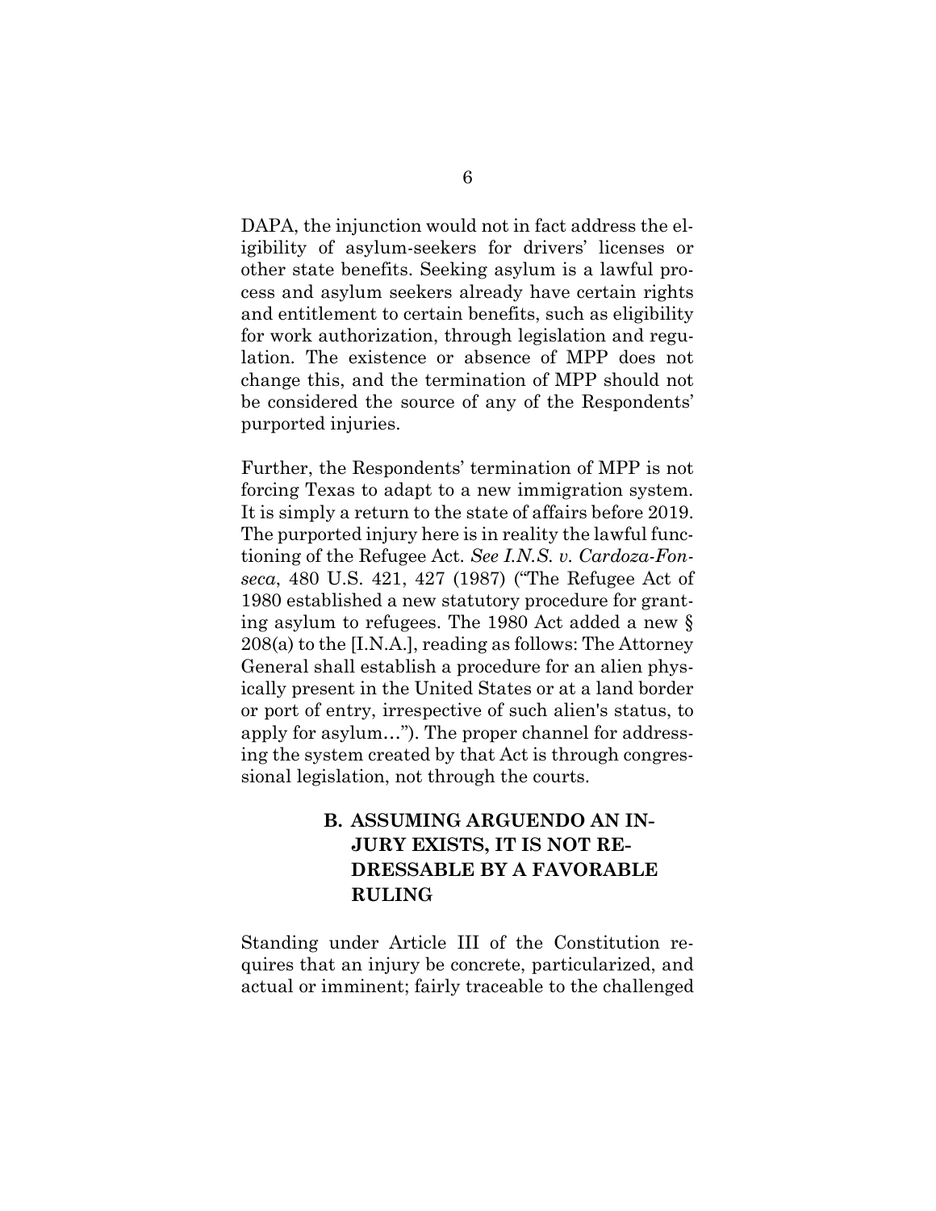DAPA, the injunction would not in fact address the eligibility of asylum-seekers for drivers' licenses or other state benefits. Seeking asylum is a lawful process and asylum seekers already have certain rights and entitlement to certain benefits, such as eligibility for work authorization, through legislation and regulation. The existence or absence of MPP does not change this, and the termination of MPP should not be considered the source of any of the Respondents' purported injuries.

Further, the Respondents' termination of MPP is not forcing Texas to adapt to a new immigration system. It is simply a return to the state of affairs before 2019. The purported injury here is in reality the lawful functioning of the Refugee Act. *See I.N.S. v. Cardoza-Fonseca*, 480 U.S. 421, 427 (1987) ("The Refugee Act of 1980 established a new statutory procedure for granting asylum to refugees. The 1980 Act added a new § 208(a) to the [I.N.A.], reading as follows: The Attorney General shall establish a procedure for an alien physically present in the United States or at a land border or port of entry, irrespective of such alien's status, to apply for asylum…"). The proper channel for addressing the system created by that Act is through congressional legislation, not through the courts.

### B. ASSUMING ARGUENDO AN INJURY EXISTS, IT IS NOT REDRESSABLE BY A FAVORABLE RULING

Standing under Article III of the Constitution requires that an injury be concrete, particularized, and actual or imminent; fairly traceable to the challenged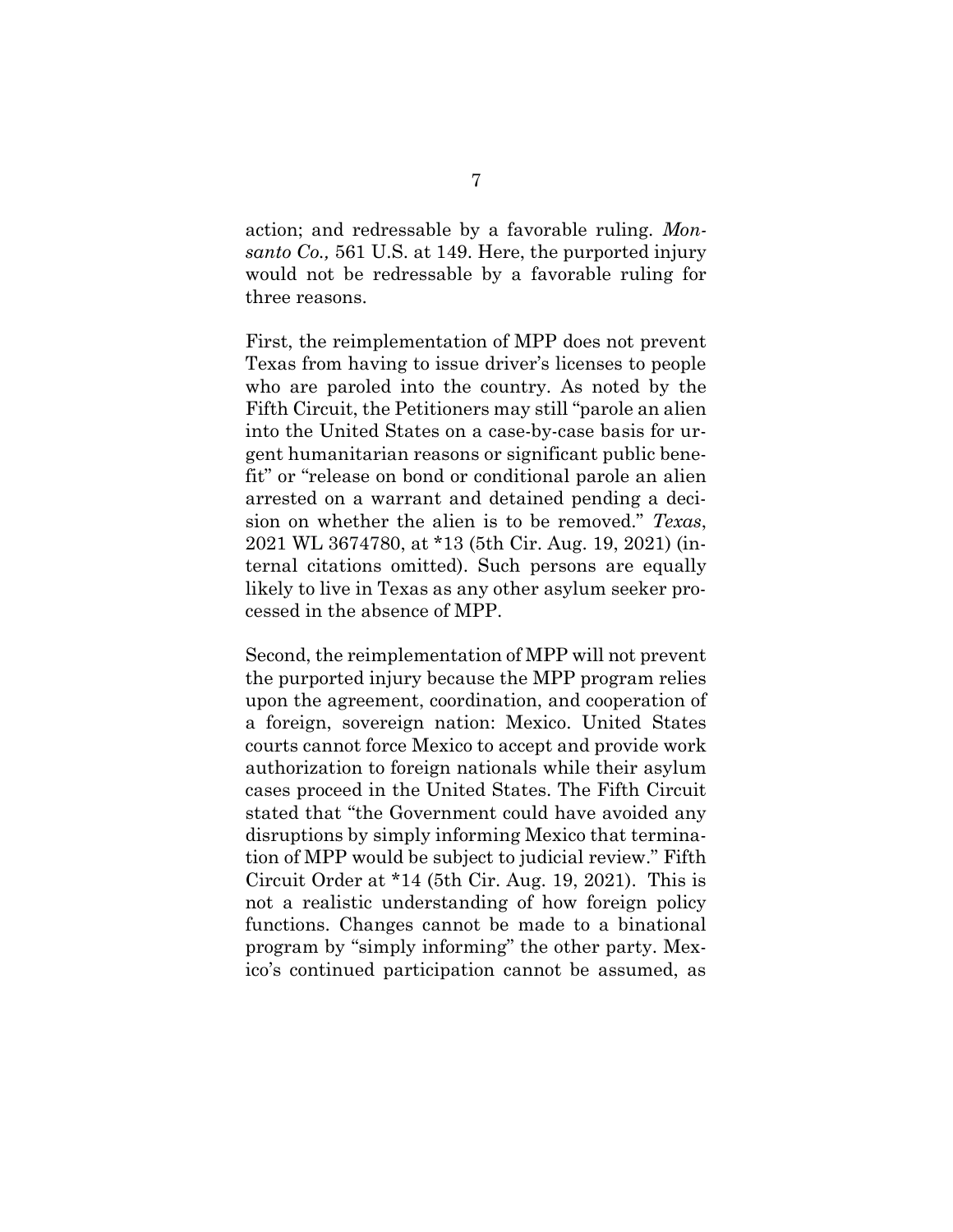action; and redressable by a favorable ruling. *Monsanto Co.,* 561 U.S. at 149. Here, the purported injury would not be redressable by a favorable ruling for three reasons.

First, the reimplementation of MPP does not prevent Texas from having to issue driver's licenses to people who are paroled into the country. As noted by the Fifth Circuit, the Petitioners may still "parole an alien into the United States on a case-by-case basis for urgent humanitarian reasons or significant public benefit" or "release on bond or conditional parole an alien arrested on a warrant and detained pending a decision on whether the alien is to be removed." *Texas*, 2021 WL 3674780, at *13 (5th Cir. Aug. 19, 2021) (internal citations omitted). Such persons are equally likely to live in Texas as any other asylum seeker processed in the absence of MPP.

Second, the reimplementation of MPP will not prevent the purported injury because the MPP program relies upon the agreement, coordination, and cooperation of a foreign, sovereign nation: Mexico. United States courts cannot force Mexico to accept and provide work authorization to foreign nationals while their asylum cases proceed in the United States. The Fifth Circuit stated that "the Government could have avoided any disruptions by simply informing Mexico that termination of MPP would be subject to judicial review." Fifth Circuit Order at *14 (5th Cir. Aug. 19, 2021). This is not a realistic understanding of how foreign policy functions. Changes cannot be made to a binational program by "simply informing" the other party. Mexico's continued participation cannot be assumed, as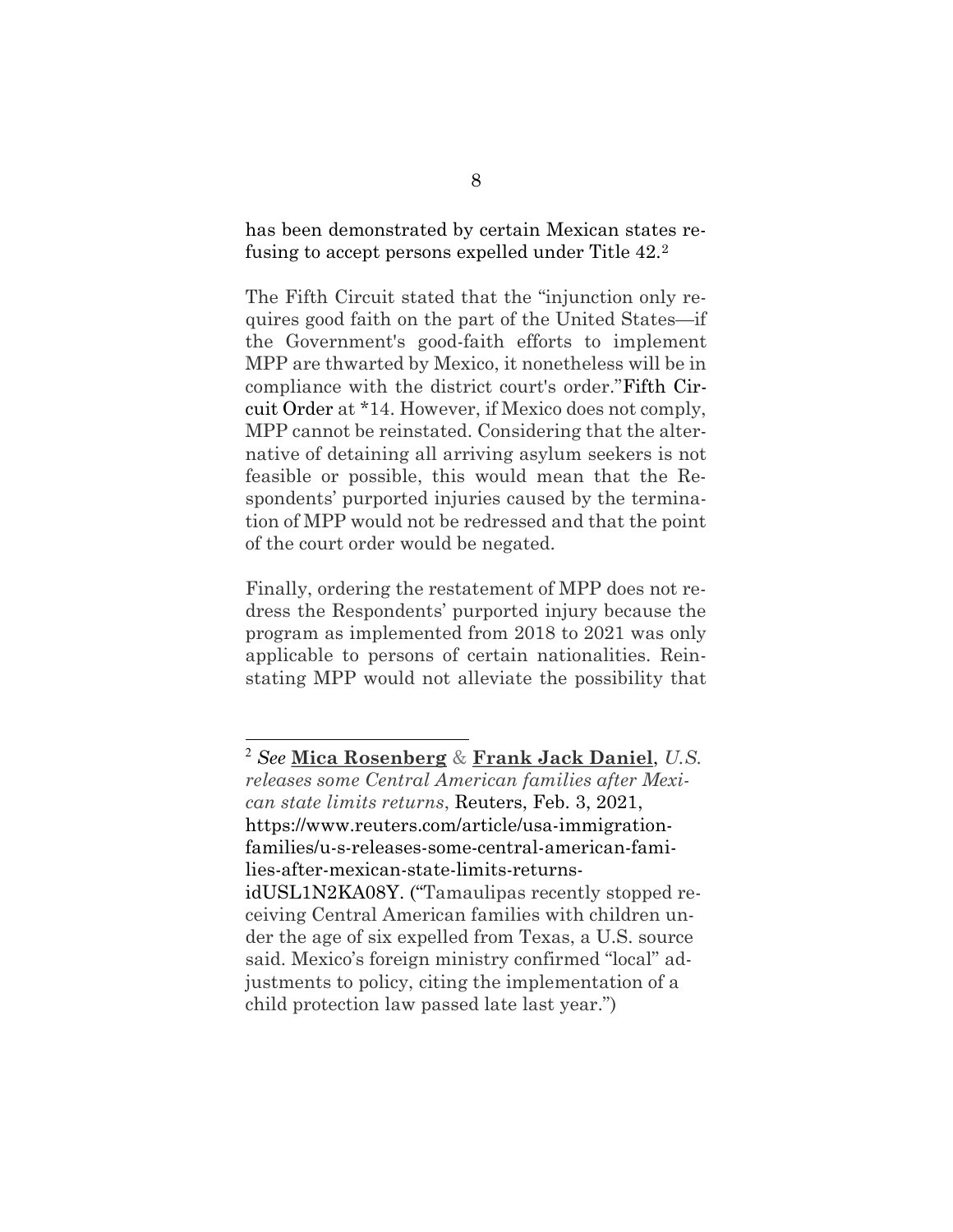has been demonstrated by certain Mexican states refusing to accept persons expelled under Title 42.[2]

The Fifth Circuit stated that the "injunction only requires good faith on the part of the United States—if the Government's good-faith efforts to implement MPP are thwarted by Mexico, it nonetheless will be in compliance with the district court's order." Fifth Circuit Order at *14. However, if Mexico does not comply, MPP cannot be reinstated. Considering that the alternative of detaining all arriving asylum seekers is not feasible or possible, this would mean that the Respondents' purported injuries caused by the termination of MPP would not be redressed and that the point of the court order would be negated.

Finally, ordering the restatement of MPP does not redress the Respondents' purported injury because the program as implemented from 2018 to 2021 was only applicable to persons of certain nationalities. Reinstating MPP would not alleviate the possibility that

---

[2] *See* **Mica Rosenberg** & **Frank Jack Daniel**, *U.S. releases some Central American families after Mexican state limits returns*, Reuters, Feb. 3, 2021, https://www.reuters.com/article/usa-immigration-families/u-s-releases-some-central-american-families-after-mexican-state-limits-returns-idUSL1N2KA08Y. ("Tamaulipas recently stopped receiving Central American families with children under the age of six expelled from Texas, a U.S. source said. Mexico's foreign ministry confirmed "local" adjustments to policy, citing the implementation of a child protection law passed late last year.")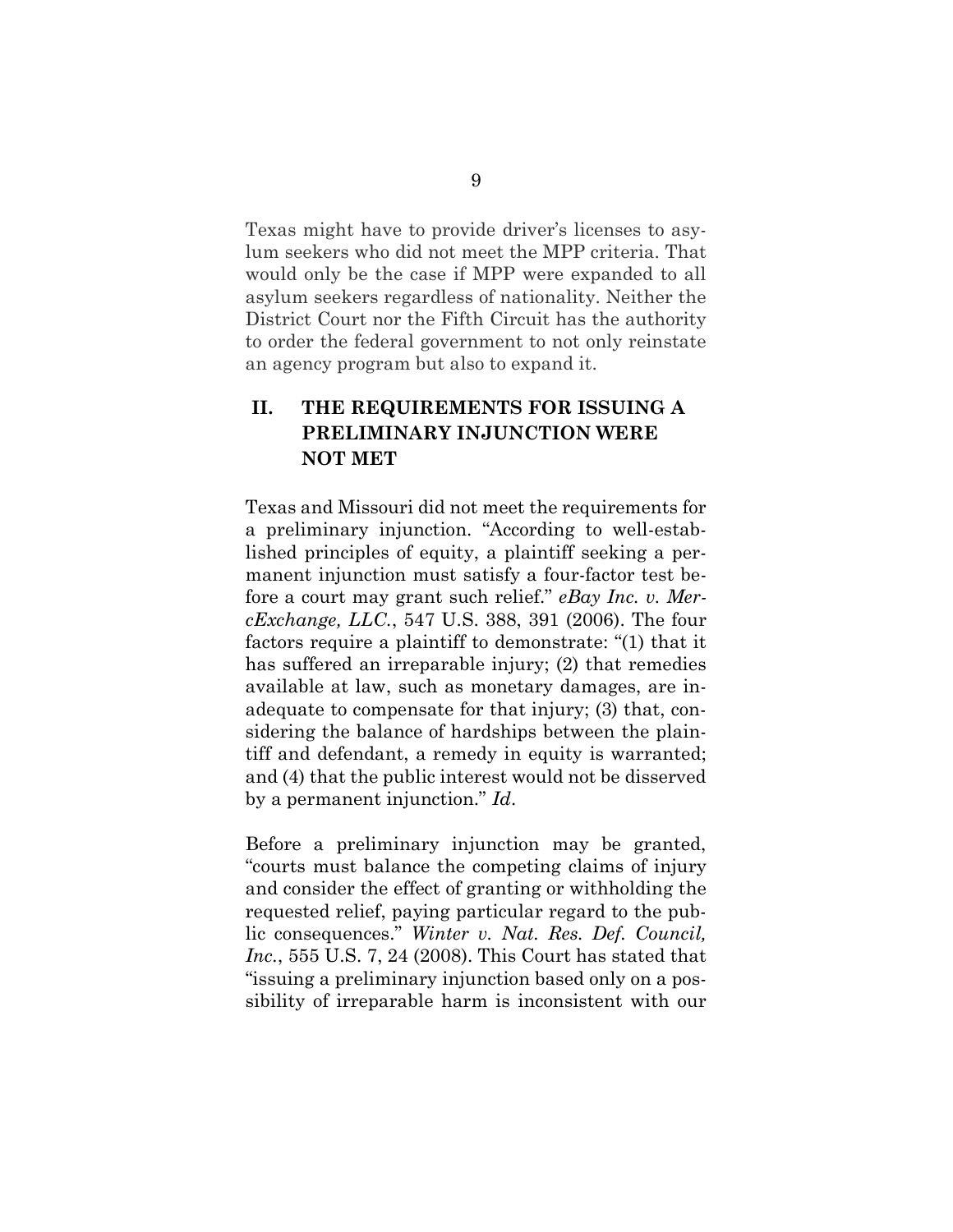Texas might have to provide driver's licenses to asylum seekers who did not meet the MPP criteria. That would only be the case if MPP were expanded to all asylum seekers regardless of nationality. Neither the District Court nor the Fifth Circuit has the authority to order the federal government to not only reinstate an agency program but also to expand it.

## II. THE REQUIREMENTS FOR ISSUING A PRELIMINARY INJUNCTION WERE NOT MET

Texas and Missouri did not meet the requirements for a preliminary injunction. "According to well-established principles of equity, a plaintiff seeking a permanent injunction must satisfy a four-factor test before a court may grant such relief." *eBay Inc. v. MercExchange, LLC.*, 547 U.S. 388, 391 (2006). The four factors require a plaintiff to demonstrate: "(1) that it has suffered an irreparable injury; (2) that remedies available at law, such as monetary damages, are inadequate to compensate for that injury; (3) that, considering the balance of hardships between the plaintiff and defendant, a remedy in equity is warranted; and (4) that the public interest would not be disserved by a permanent injunction." *Id*.

Before a preliminary injunction may be granted, "courts must balance the competing claims of injury and consider the effect of granting or withholding the requested relief, paying particular regard to the public consequences." *Winter v. Nat. Res. Def. Council, Inc.*, 555 U.S. 7, 24 (2008). This Court has stated that "issuing a preliminary injunction based only on a possibility of irreparable harm is inconsistent with our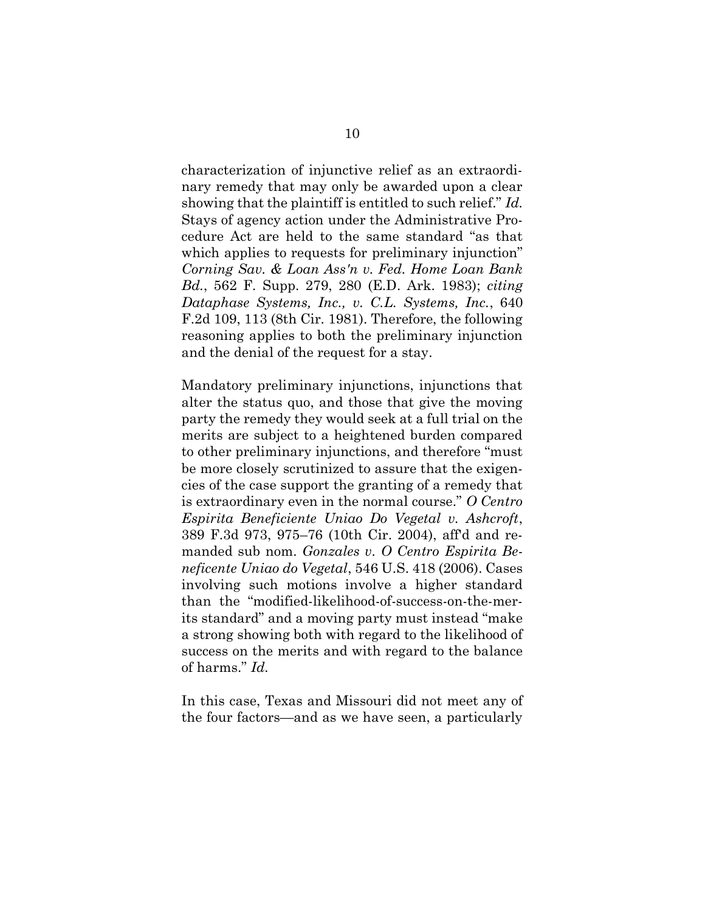characterization of injunctive relief as an extraordinary remedy that may only be awarded upon a clear showing that the plaintiff is entitled to such relief." *Id.* Stays of agency action under the Administrative Procedure Act are held to the same standard "as that which applies to requests for preliminary injunction" *Corning Sav. & Loan Ass'n v. Fed. Home Loan Bank Bd.*, 562 F. Supp. 279, 280 (E.D. Ark. 1983); *citing Dataphase Systems, Inc., v. C.L. Systems, Inc.*, 640 F.2d 109, 113 (8th Cir. 1981). Therefore, the following reasoning applies to both the preliminary injunction and the denial of the request for a stay.

Mandatory preliminary injunctions, injunctions that alter the status quo, and those that give the moving party the remedy they would seek at a full trial on the merits are subject to a heightened burden compared to other preliminary injunctions, and therefore "must be more closely scrutinized to assure that the exigencies of the case support the granting of a remedy that is extraordinary even in the normal course." *O Centro Espirita Beneficiente Uniao Do Vegetal v. Ashcroft*, 389 F.3d 973, 975–76 (10th Cir. 2004), aff'd and remanded sub nom. *Gonzales v. O Centro Espirita Beneficente Uniao do Vegetal*, 546 U.S. 418 (2006). Cases involving such motions involve a higher standard than the "modified-likelihood-of-success-on-the-merits standard" and a moving party must instead "make a strong showing both with regard to the likelihood of success on the merits and with regard to the balance of harms." *Id.*

In this case, Texas and Missouri did not meet any of the four factors—and as we have seen, a particularly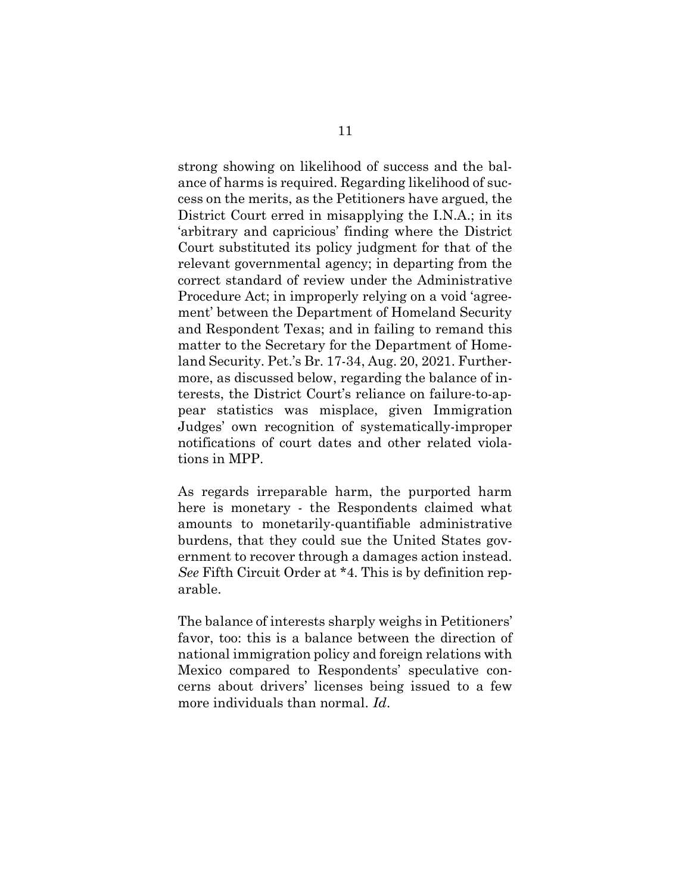strong showing on likelihood of success and the balance of harms is required. Regarding likelihood of success on the merits, as the Petitioners have argued, the District Court erred in misapplying the I.N.A.; in its 'arbitrary and capricious' finding where the District Court substituted its policy judgment for that of the relevant governmental agency; in departing from the correct standard of review under the Administrative Procedure Act; in improperly relying on a void 'agreement' between the Department of Homeland Security and Respondent Texas; and in failing to remand this matter to the Secretary for the Department of Homeland Security. Pet.'s Br. 17-34, Aug. 20, 2021. Furthermore, as discussed below, regarding the balance of interests, the District Court's reliance on failure-to-appear statistics was misplace, given Immigration Judges' own recognition of systematically-improper notifications of court dates and other related violations in MPP.

As regards irreparable harm, the purported harm here is monetary - the Respondents claimed what amounts to monetarily-quantifiable administrative burdens, that they could sue the United States government to recover through a damages action instead. *See* Fifth Circuit Order at *4. This is by definition reparable.

The balance of interests sharply weighs in Petitioners' favor, too: this is a balance between the direction of national immigration policy and foreign relations with Mexico compared to Respondents' speculative concerns about drivers' licenses being issued to a few more individuals than normal. *Id*.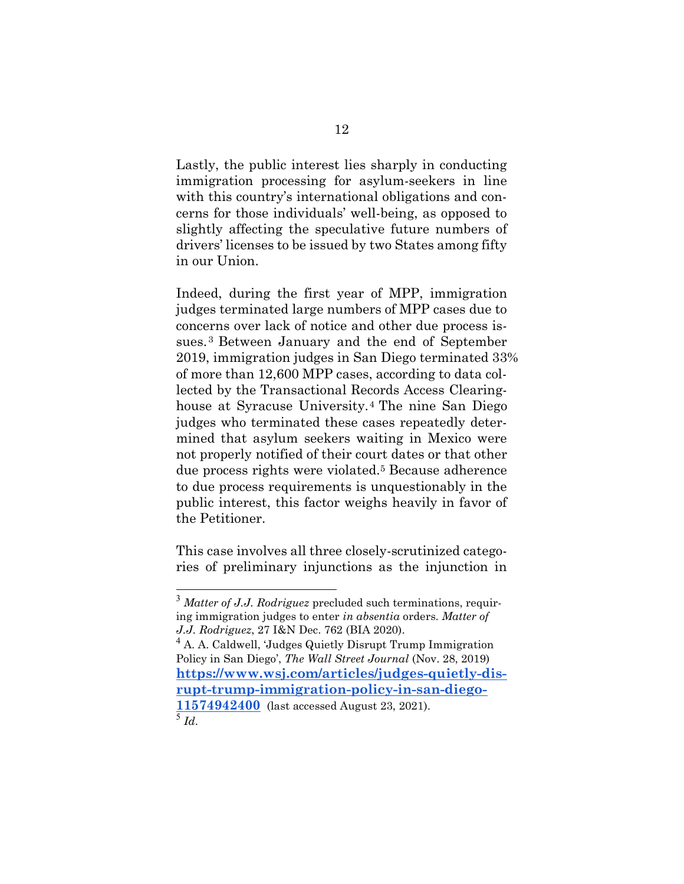Lastly, the public interest lies sharply in conducting immigration processing for asylum-seekers in line with this country's international obligations and concerns for those individuals' well-being, as opposed to slightly affecting the speculative future numbers of drivers' licenses to be issued by two States among fifty in our Union.

Indeed, during the first year of MPP, immigration judges terminated large numbers of MPP cases due to concerns over lack of notice and other due process issues.[3] Between January and the end of September 2019, immigration judges in San Diego terminated 33% of more than 12,600 MPP cases, according to data collected by the Transactional Records Access Clearinghouse at Syracuse University.[4] The nine San Diego judges who terminated these cases repeatedly determined that asylum seekers waiting in Mexico were not properly notified of their court dates or that other due process rights were violated.[5] Because adherence to due process requirements is unquestionably in the public interest, this factor weighs heavily in favor of the Petitioner.

This case involves all three closely-scrutinized categories of preliminary injunctions as the injunction in

---

[3] *Matter of J.J. Rodriguez* precluded such terminations, requiring immigration judges to enter *in absentia* orders. *Matter of J.J. Rodriguez*, 27 I&N Dec. 762 (BIA 2020).

[4] A. A. Caldwell, 'Judges Quietly Disrupt Trump Immigration Policy in San Diego', *The Wall Street Journal* (Nov. 28, 2019) **https://www.wsj.com/articles/judges-quietly-disrupt-trump-immigration-policy-in-san-diego-11574942400** (last accessed August 23, 2021).

[5] *Id*.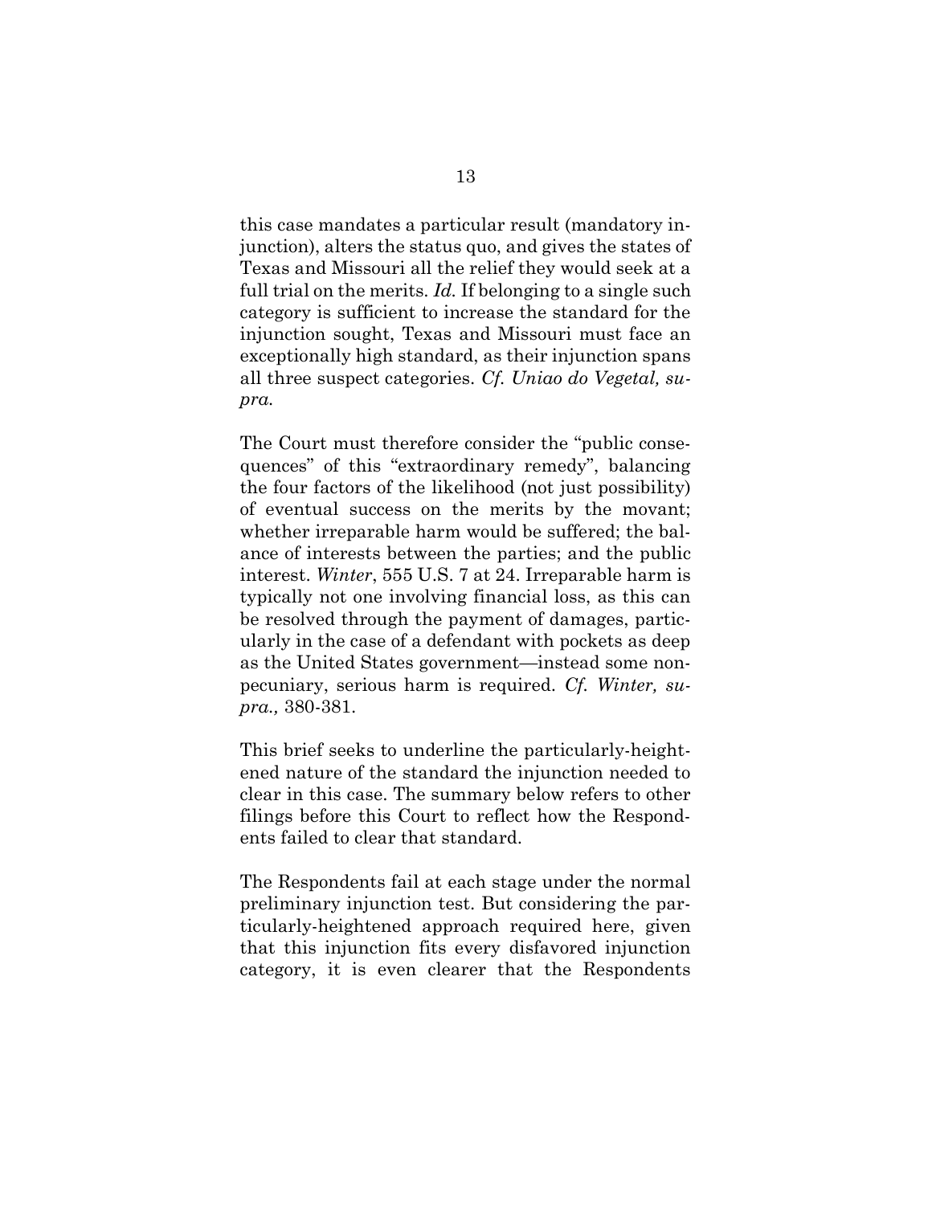this case mandates a particular result (mandatory injunction), alters the status quo, and gives the states of Texas and Missouri all the relief they would seek at a full trial on the merits. *Id.* If belonging to a single such category is sufficient to increase the standard for the injunction sought, Texas and Missouri must face an exceptionally high standard, as their injunction spans all three suspect categories. *Cf. Uniao do Vegetal, supra.*

The Court must therefore consider the "public consequences" of this "extraordinary remedy", balancing the four factors of the likelihood (not just possibility) of eventual success on the merits by the movant; whether irreparable harm would be suffered; the balance of interests between the parties; and the public interest. *Winter*, 555 U.S. 7 at 24. Irreparable harm is typically not one involving financial loss, as this can be resolved through the payment of damages, particularly in the case of a defendant with pockets as deep as the United States government—instead some non-pecuniary, serious harm is required. *Cf. Winter, supra.,* 380-381.

This brief seeks to underline the particularly-heightened nature of the standard the injunction needed to clear in this case. The summary below refers to other filings before this Court to reflect how the Respondents failed to clear that standard.

The Respondents fail at each stage under the normal preliminary injunction test. But considering the particularly-heightened approach required here, given that this injunction fits every disfavored injunction category, it is even clearer that the Respondents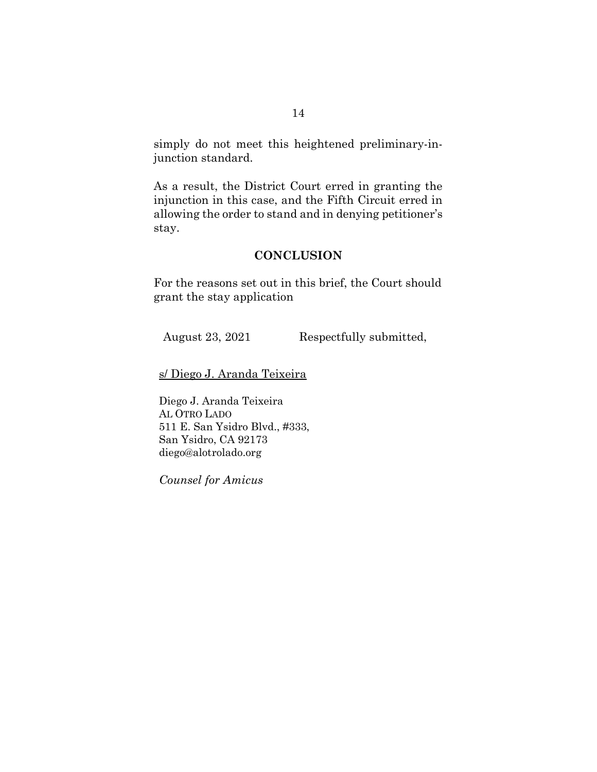simply do not meet this heightened preliminary-injunction standard.

As a result, the District Court erred in granting the injunction in this case, and the Fifth Circuit erred in allowing the order to stand and in denying petitioner's stay.

## CONCLUSION

For the reasons set out in this brief, the Court should grant the stay application

August 23, 2021 Respectfully submitted,

s/ Diego J. Aranda Teixeira

Diego J. Aranda Teixeira
AL OTRO LADO
511 E. San Ysidro Blvd., #333,
San Ysidro, CA 92173
diego@alotrolado.org

*Counsel for Amicus*